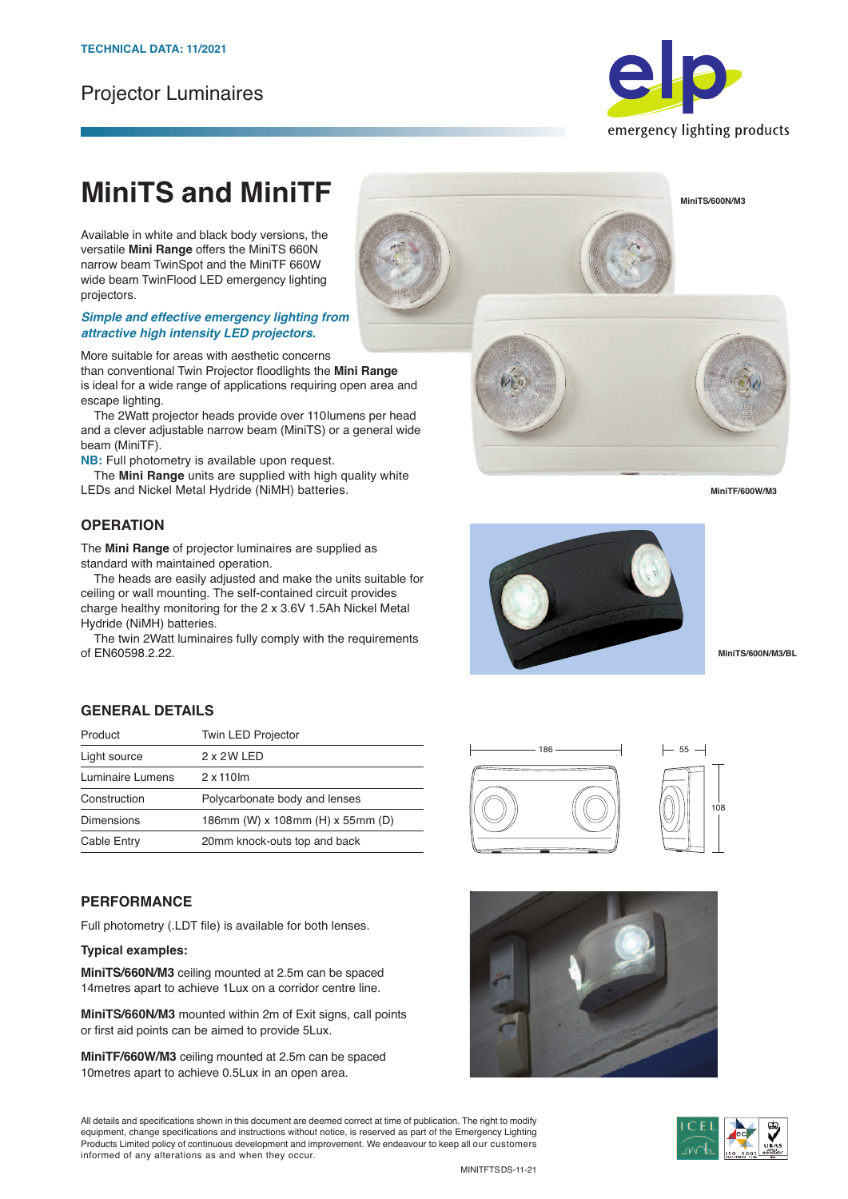**TECHNICAL DATA: 11/2021**

Projector Luminaires

# MiniTS and MiniTF

Available in white and black body versions, the versatile **Mini Range** offers the MiniTS 660N narrow beam TwinSpot and the MiniTF 660W wide beam TwinFlood LED emergency lighting projectors.

***Simple and effective emergency lighting from attractive high intensity LED projectors.***

More suitable for areas with aesthetic concerns than conventional Twin Projector floodlights the **Mini Range** is ideal for a wide range of applications requiring open area and escape lighting.

The 2Watt projector heads provide over 110lumens per head and a clever adjustable narrow beam (MiniTS) or a general wide beam (MiniTF).

**NB:** Full photometry is available upon request.

The **Mini Range** units are supplied with high quality white LEDs and Nickel Metal Hydride (NiMH) batteries.

MiniTS/600N/M3

MiniTF/600W/M3

MiniTS/600N/M3/BL

## OPERATION

The **Mini Range** of projector luminaires are supplied as standard with maintained operation.

The heads are easily adjusted and make the units suitable for ceiling or wall mounting. The self-contained circuit provides charge healthy monitoring for the 2 x 3.6V 1.5Ah Nickel Metal Hydride (NiMH) batteries.

The twin 2Watt luminaires fully comply with the requirements of EN60598.2.22.

## GENERAL DETAILS

| Product | Twin LED Projector |
|---|---|
| Light source | 2 x 2W LED |
| Luminaire Lumens | 2 x 110lm |
| Construction | Polycarbonate body and lenses |
| Dimensions | 186mm (W) x 108mm (H) x 55mm (D) |
| Cable Entry | 20mm knock-outs top and back |

186

55

108

## PERFORMANCE

Full photometry (.LDT file) is available for both lenses.

**Typical examples:**

**MiniTS/660N/M3** ceiling mounted at 2.5m can be spaced 14metres apart to achieve 1Lux on a corridor centre line.

**MiniTS/660N/M3** mounted within 2m of Exit signs, call points or first aid points can be aimed to provide 5Lux.

**MiniTF/660W/M3** ceiling mounted at 2.5m can be spaced 10metres apart to achieve 0.5Lux in an open area.

All details and specifications shown in this document are deemed correct at time of publication. The right to modify equipment, change specifications and instructions without notice, is reserved as part of the Emergency Lighting Products Limited policy of continuous development and improvement. We endeavour to keep all our customers informed of any alterations as and when they occur.

MINITFTSDS-11-21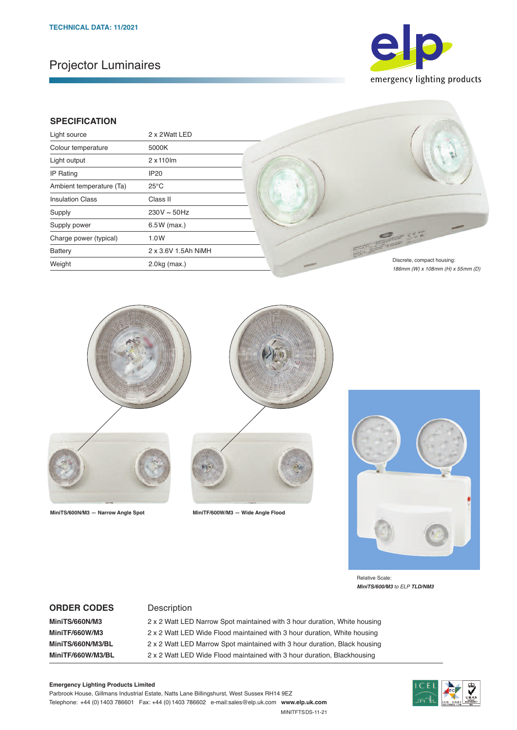TECHNICAL DATA: 11/2021

# Projector Luminaires

elp emergency lighting products

## SPECIFICATION

| | |
|---|---|
| Light source | 2 x 2Watt LED |
| Colour temperature | 5000K |
| Light output | 2 x 110lm |
| IP Rating | IP20 |
| Ambient temperature (Ta) | 25°C |
| Insulation Class | Class II |
| Supply | 230V ~ 50Hz |
| Supply power | 6.5W (max.) |
| Charge power (typical) | 1.0W |
| Battery | 2 x 3.6V 1.5Ah NiMH |
| Weight | 2.0kg (max.) |

Discrete, compact housing:
*186mm (W) x 108mm (H) x 55mm (D)*

**MiniTS/600N/M3 — Narrow Angle Spot**

**MiniTF/600W/M3 — Wide Angle Flood**

Relative Scale:
***MiniTS/600/M3** to ELP **TLD/NM3***

## ORDER CODES

| ORDER CODES | Description |
|---|---|
| **MiniTS/660N/M3** | 2 x 2 Watt LED Narrow Spot maintained with 3 hour duration, White housing |
| **MiniTF/660W/M3** | 2 x 2 Watt LED Wide Flood maintained with 3 hour duration, White housing |
| **MiniTS/660N/M3/BL** | 2 x 2 Watt LED Marrow Spot maintained with 3 hour duration, Black housing |
| **MiniTF/660W/M3/BL** | 2 x 2 Watt LED Wide Flood maintained with 3 hour duration, Blackhousing |

**Emergency Lighting Products Limited**
Parbrook House, Gillmans Industrial Estate, Natts Lane Billingshurst, West Sussex RH14 9EZ
Telephone: +44 (0) 1403 786601 Fax: +44 (0) 1403 786602 e-mail:sales@elp.uk.com **www.elp.uk.com**

MINITFTSDS-11-21